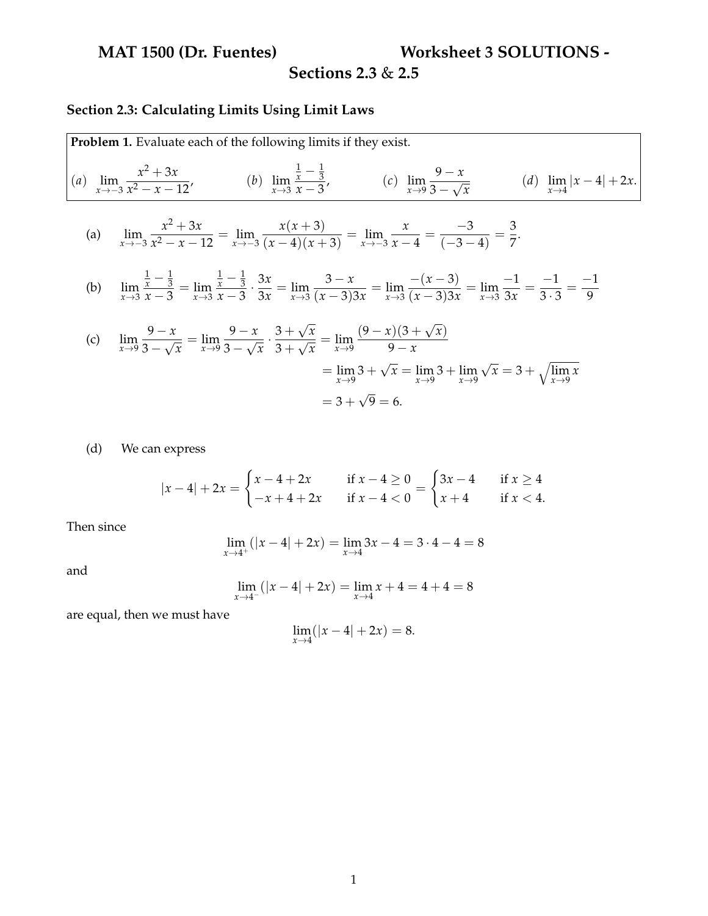# MAT 1500 (Dr. Fuentes) Worksheet 3 SOLUTIONS - Sections 2.3 & 2.5

## Section 2.3: Calculating Limits Using Limit Laws

**Problem 1.** Evaluate each of the following limits if they exist.

$(a)\ \lim\limits_{x\to -3} \dfrac{x^2+3x}{x^2-x-12}$, $\quad (b)\ \lim\limits_{x\to 3} \dfrac{\frac{1}{x}-\frac{1}{3}}{x-3}$, $\quad (c)\ \lim\limits_{x\to 9} \dfrac{9-x}{3-\sqrt{x}}$ $\quad (d)\ \lim\limits_{x\to 4} |x-4|+2x$.

(a)
$$\lim_{x\to -3} \frac{x^2+3x}{x^2-x-12} = \lim_{x\to -3} \frac{x(x+3)}{(x-4)(x+3)} = \lim_{x\to -3} \frac{x}{x-4} = \frac{-3}{(-3-4)} = \frac{3}{7}.$$

(b)
$$\lim_{x\to 3} \frac{\frac{1}{x}-\frac{1}{3}}{x-3} = \lim_{x\to 3} \frac{\frac{1}{x}-\frac{1}{3}}{x-3}\cdot\frac{3x}{3x} = \lim_{x\to 3} \frac{3-x}{(x-3)3x} = \lim_{x\to 3} \frac{-(x-3)}{(x-3)3x} = \lim_{x\to 3} \frac{-1}{3x} = \frac{-1}{3\cdot 3} = \frac{-1}{9}$$

(c)
$$\begin{aligned}
\lim_{x\to 9} \frac{9-x}{3-\sqrt{x}} = \lim_{x\to 9} \frac{9-x}{3-\sqrt{x}}\cdot\frac{3+\sqrt{x}}{3+\sqrt{x}} &= \lim_{x\to 9} \frac{(9-x)(3+\sqrt{x})}{9-x} \\
&= \lim_{x\to 9} 3+\sqrt{x} = \lim_{x\to 9} 3 + \lim_{x\to 9}\sqrt{x} = 3+\sqrt{\lim_{x\to 9} x} \\
&= 3+\sqrt{9} = 6.
\end{aligned}$$

(d) We can express

$$|x-4|+2x = \begin{cases} x-4+2x & \text{if } x-4\geq 0 \\ -x+4+2x & \text{if } x-4<0 \end{cases} = \begin{cases} 3x-4 & \text{if } x\geq 4 \\ x+4 & \text{if } x<4. \end{cases}$$

Then since

$$\lim_{x\to 4^+} (|x-4|+2x) = \lim_{x\to 4} 3x-4 = 3\cdot 4-4 = 8$$

and

$$\lim_{x\to 4^-} (|x-4|+2x) = \lim_{x\to 4} x+4 = 4+4 = 8$$

are equal, then we must have

$$\lim_{x\to 4} (|x-4|+2x) = 8.$$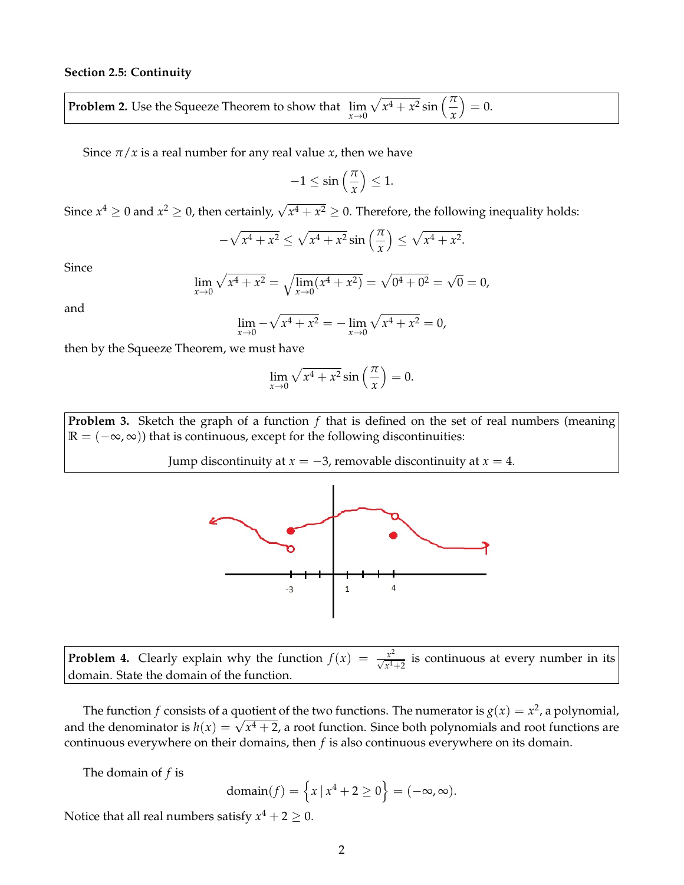### Section 2.5: Continuity

**Problem 2.** Use the Squeeze Theorem to show that $\lim_{x\to 0} \sqrt{x^4+x^2}\sin\left(\frac{\pi}{x}\right) = 0$.

Since $\pi/x$ is a real number for any real value $x$, then we have

$$-1 \le \sin\left(\frac{\pi}{x}\right) \le 1.$$

Since $x^4 \ge 0$ and $x^2 \ge 0$, then certainly, $\sqrt{x^4+x^2} \ge 0$. Therefore, the following inequality holds:

$$-\sqrt{x^4+x^2} \le \sqrt{x^4+x^2}\sin\left(\frac{\pi}{x}\right) \le \sqrt{x^4+x^2}.$$

Since

$$\lim_{x\to 0}\sqrt{x^4+x^2} = \sqrt{\lim_{x\to 0}(x^4+x^2)} = \sqrt{0^4+0^2} = \sqrt{0} = 0,$$

and

$$\lim_{x\to 0} -\sqrt{x^4+x^2} = -\lim_{x\to 0}\sqrt{x^4+x^2} = 0,$$

then by the Squeeze Theorem, we must have

$$\lim_{x\to 0}\sqrt{x^4+x^2}\sin\left(\frac{\pi}{x}\right) = 0.$$

**Problem 3.** Sketch the graph of a function $f$ that is defined on the set of real numbers (meaning $\mathbb{R} = (-\infty, \infty)$) that is continuous, except for the following discontinuities:

Jump discontinuity at $x = -3$, removable discontinuity at $x = 4$.

-3

1

4

**Problem 4.** Clearly explain why the function $f(x) = \frac{x^2}{\sqrt{x^4+2}}$ is continuous at every number in its domain. State the domain of the function.

The function $f$ consists of a quotient of the two functions. The numerator is $g(x) = x^2$, a polynomial, and the denominator is $h(x) = \sqrt{x^4+2}$, a root function. Since both polynomials and root functions are continuous everywhere on their domains, then $f$ is also continuous everywhere on its domain.

The domain of $f$ is

$$\text{domain}(f) = \left\{x \,|\, x^4+2 \ge 0\right\} = (-\infty, \infty).$$

Notice that all real numbers satisfy $x^4 + 2 \ge 0$.